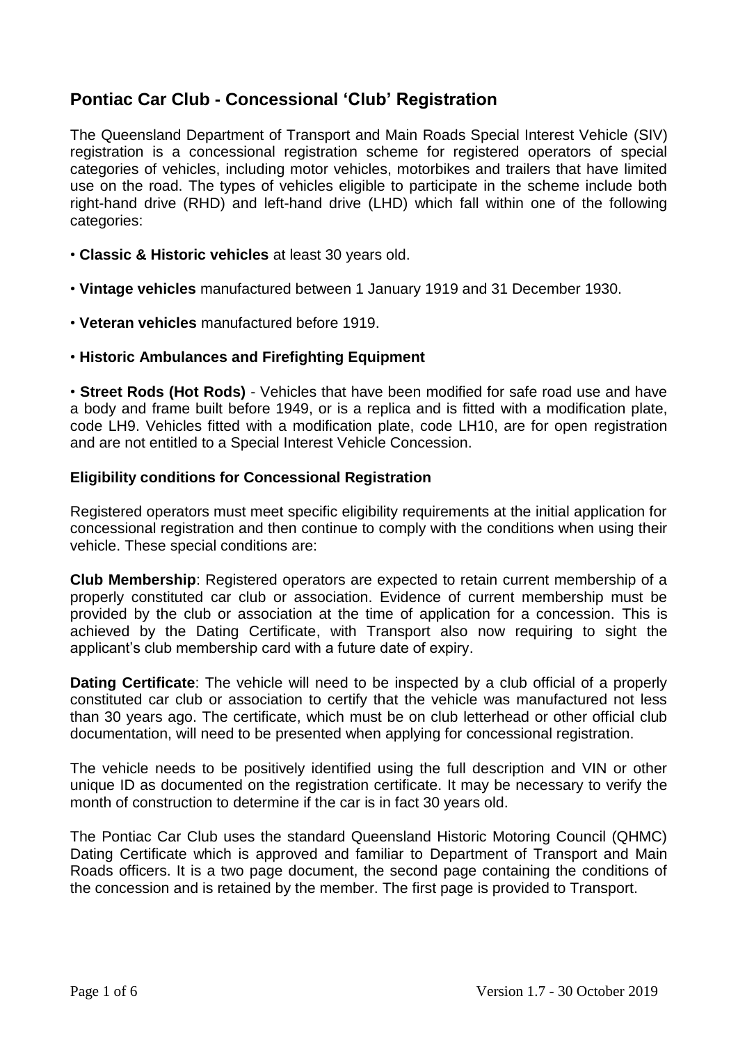# Pontiac Car Club - Concessional 'Club' Registration

The Queensland Department of Transport and Main Roads Special Interest Vehicle (SIV) registration is a concessional registration scheme for registered operators of special categories of vehicles, including motor vehicles, motorbikes and trailers that have limited use on the road. The types of vehicles eligible to participate in the scheme include both right-hand drive (RHD) and left-hand drive (LHD) which fall within one of the following categories:

- **Classic & Historic vehicles** at least 30 years old.
- **Vintage vehicles** manufactured between 1 January 1919 and 31 December 1930.
- **Veteran vehicles** manufactured before 1919.
- **Historic Ambulances and Firefighting Equipment**
- **Street Rods (Hot Rods)** - Vehicles that have been modified for safe road use and have a body and frame built before 1949, or is a replica and is fitted with a modification plate, code LH9. Vehicles fitted with a modification plate, code LH10, are for open registration and are not entitled to a Special Interest Vehicle Concession.

### Eligibility conditions for Concessional Registration

Registered operators must meet specific eligibility requirements at the initial application for concessional registration and then continue to comply with the conditions when using their vehicle. These special conditions are:

**Club Membership**: Registered operators are expected to retain current membership of a properly constituted car club or association. Evidence of current membership must be provided by the club or association at the time of application for a concession. This is achieved by the Dating Certificate, with Transport also now requiring to sight the applicant's club membership card with a future date of expiry.

**Dating Certificate**: The vehicle will need to be inspected by a club official of a properly constituted car club or association to certify that the vehicle was manufactured not less than 30 years ago. The certificate, which must be on club letterhead or other official club documentation, will need to be presented when applying for concessional registration.

The vehicle needs to be positively identified using the full description and VIN or other unique ID as documented on the registration certificate. It may be necessary to verify the month of construction to determine if the car is in fact 30 years old.

The Pontiac Car Club uses the standard Queensland Historic Motoring Council (QHMC) Dating Certificate which is approved and familiar to Department of Transport and Main Roads officers. It is a two page document, the second page containing the conditions of the concession and is retained by the member. The first page is provided to Transport.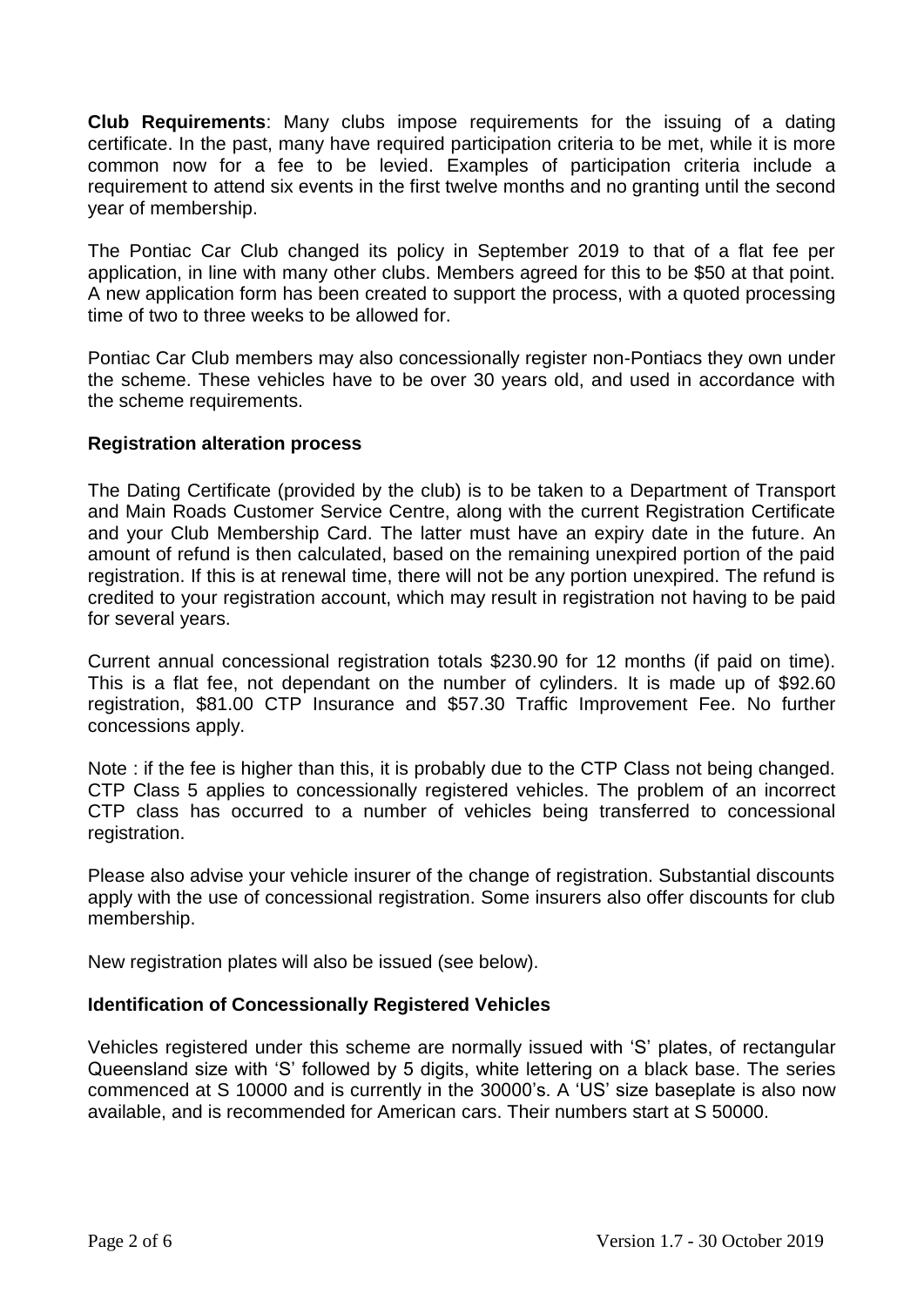**Club Requirements**: Many clubs impose requirements for the issuing of a dating certificate. In the past, many have required participation criteria to be met, while it is more common now for a fee to be levied. Examples of participation criteria include a requirement to attend six events in the first twelve months and no granting until the second year of membership.

The Pontiac Car Club changed its policy in September 2019 to that of a flat fee per application, in line with many other clubs. Members agreed for this to be $50 at that point. A new application form has been created to support the process, with a quoted processing time of two to three weeks to be allowed for.

Pontiac Car Club members may also concessionally register non-Pontiacs they own under the scheme. These vehicles have to be over 30 years old, and used in accordance with the scheme requirements.

**Registration alteration process**

The Dating Certificate (provided by the club) is to be taken to a Department of Transport and Main Roads Customer Service Centre, along with the current Registration Certificate and your Club Membership Card. The latter must have an expiry date in the future. An amount of refund is then calculated, based on the remaining unexpired portion of the paid registration. If this is at renewal time, there will not be any portion unexpired. The refund is credited to your registration account, which may result in registration not having to be paid for several years.

Current annual concessional registration totals $230.90 for 12 months (if paid on time). This is a flat fee, not dependant on the number of cylinders. It is made up of $92.60 registration, $81.00 CTP Insurance and $57.30 Traffic Improvement Fee. No further concessions apply.

Note : if the fee is higher than this, it is probably due to the CTP Class not being changed. CTP Class 5 applies to concessionally registered vehicles. The problem of an incorrect CTP class has occurred to a number of vehicles being transferred to concessional registration.

Please also advise your vehicle insurer of the change of registration. Substantial discounts apply with the use of concessional registration. Some insurers also offer discounts for club membership.

New registration plates will also be issued (see below).

**Identification of Concessionally Registered Vehicles**

Vehicles registered under this scheme are normally issued with 'S' plates, of rectangular Queensland size with 'S' followed by 5 digits, white lettering on a black base. The series commenced at S 10000 and is currently in the 30000's. A 'US' size baseplate is also now available, and is recommended for American cars. Their numbers start at S 50000.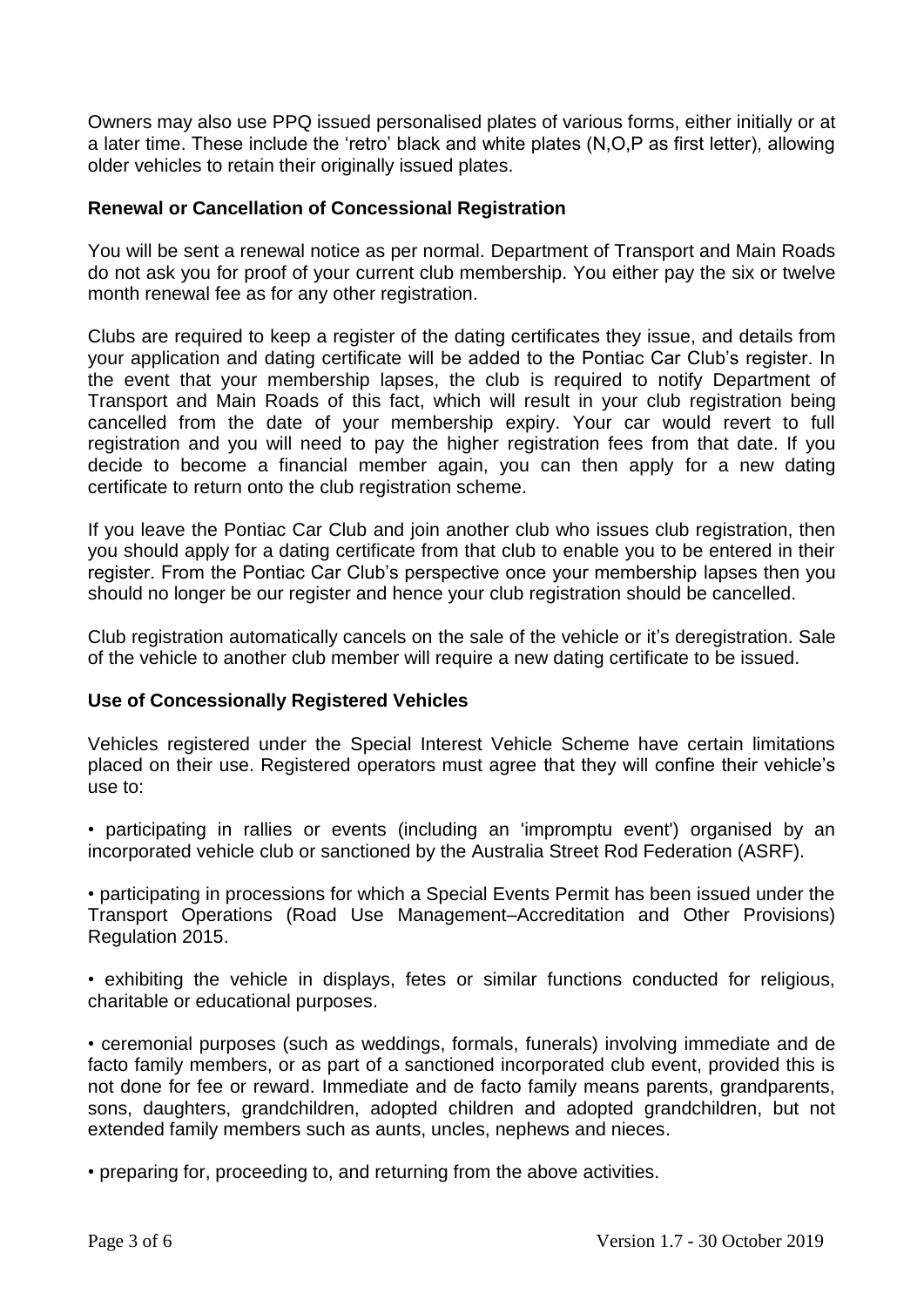Owners may also use PPQ issued personalised plates of various forms, either initially or at a later time. These include the 'retro' black and white plates (N,O,P as first letter), allowing older vehicles to retain their originally issued plates.

**Renewal or Cancellation of Concessional Registration**

You will be sent a renewal notice as per normal. Department of Transport and Main Roads do not ask you for proof of your current club membership. You either pay the six or twelve month renewal fee as for any other registration.

Clubs are required to keep a register of the dating certificates they issue, and details from your application and dating certificate will be added to the Pontiac Car Club's register. In the event that your membership lapses, the club is required to notify Department of Transport and Main Roads of this fact, which will result in your club registration being cancelled from the date of your membership expiry. Your car would revert to full registration and you will need to pay the higher registration fees from that date. If you decide to become a financial member again, you can then apply for a new dating certificate to return onto the club registration scheme.

If you leave the Pontiac Car Club and join another club who issues club registration, then you should apply for a dating certificate from that club to enable you to be entered in their register. From the Pontiac Car Club's perspective once your membership lapses then you should no longer be our register and hence your club registration should be cancelled.

Club registration automatically cancels on the sale of the vehicle or it's deregistration. Sale of the vehicle to another club member will require a new dating certificate to be issued.

**Use of Concessionally Registered Vehicles**

Vehicles registered under the Special Interest Vehicle Scheme have certain limitations placed on their use. Registered operators must agree that they will confine their vehicle's use to:

• participating in rallies or events (including an 'impromptu event') organised by an incorporated vehicle club or sanctioned by the Australia Street Rod Federation (ASRF).

• participating in processions for which a Special Events Permit has been issued under the Transport Operations (Road Use Management–Accreditation and Other Provisions) Regulation 2015.

• exhibiting the vehicle in displays, fetes or similar functions conducted for religious, charitable or educational purposes.

• ceremonial purposes (such as weddings, formals, funerals) involving immediate and de facto family members, or as part of a sanctioned incorporated club event, provided this is not done for fee or reward. Immediate and de facto family means parents, grandparents, sons, daughters, grandchildren, adopted children and adopted grandchildren, but not extended family members such as aunts, uncles, nephews and nieces.

• preparing for, proceeding to, and returning from the above activities.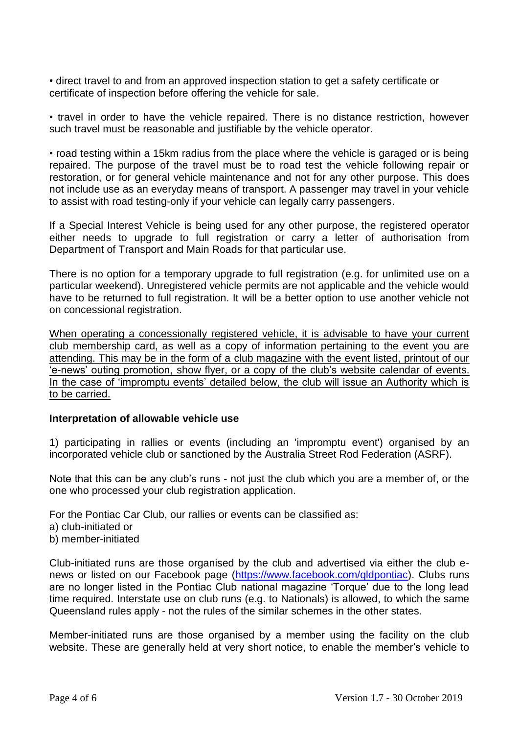• direct travel to and from an approved inspection station to get a safety certificate or certificate of inspection before offering the vehicle for sale.

• travel in order to have the vehicle repaired. There is no distance restriction, however such travel must be reasonable and justifiable by the vehicle operator.

• road testing within a 15km radius from the place where the vehicle is garaged or is being repaired. The purpose of the travel must be to road test the vehicle following repair or restoration, or for general vehicle maintenance and not for any other purpose. This does not include use as an everyday means of transport. A passenger may travel in your vehicle to assist with road testing-only if your vehicle can legally carry passengers.

If a Special Interest Vehicle is being used for any other purpose, the registered operator either needs to upgrade to full registration or carry a letter of authorisation from Department of Transport and Main Roads for that particular use.

There is no option for a temporary upgrade to full registration (e.g. for unlimited use on a particular weekend). Unregistered vehicle permits are not applicable and the vehicle would have to be returned to full registration. It will be a better option to use another vehicle not on concessional registration.

<u>When operating a concessionally registered vehicle, it is advisable to have your current club membership card, as well as a copy of information pertaining to the event you are attending. This may be in the form of a club magazine with the event listed, printout of our 'e-news' outing promotion, show flyer, or a copy of the club's website calendar of events. In the case of 'impromptu events' detailed below, the club will issue an Authority which is to be carried.</u>

**Interpretation of allowable vehicle use**

1) participating in rallies or events (including an 'impromptu event') organised by an incorporated vehicle club or sanctioned by the Australia Street Rod Federation (ASRF).

Note that this can be any club's runs - not just the club which you are a member of, or the one who processed your club registration application.

For the Pontiac Car Club, our rallies or events can be classified as:
a) club-initiated or
b) member-initiated

Club-initiated runs are those organised by the club and advertised via either the club e-news or listed on our Facebook page (https://www.facebook.com/qldpontiac). Clubs runs are no longer listed in the Pontiac Club national magazine 'Torque' due to the long lead time required. Interstate use on club runs (e.g. to Nationals) is allowed, to which the same Queensland rules apply - not the rules of the similar schemes in the other states.

Member-initiated runs are those organised by a member using the facility on the club website. These are generally held at very short notice, to enable the member's vehicle to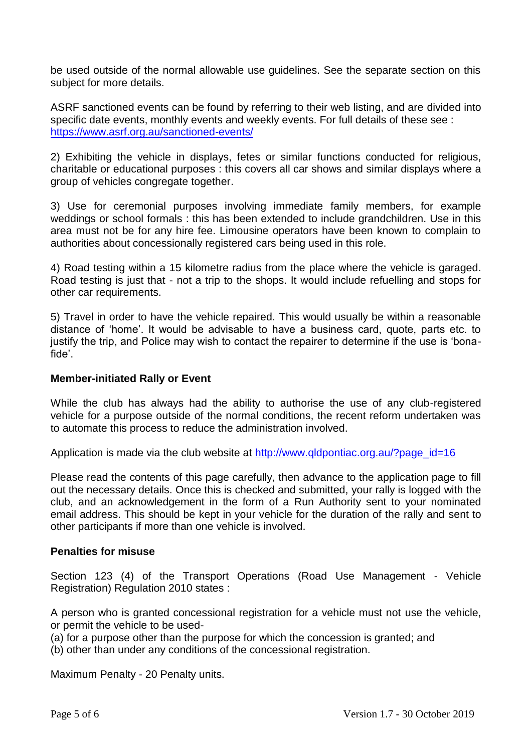be used outside of the normal allowable use guidelines. See the separate section on this subject for more details.

ASRF sanctioned events can be found by referring to their web listing, and are divided into specific date events, monthly events and weekly events. For full details of these see : https://www.asrf.org.au/sanctioned-events/

2) Exhibiting the vehicle in displays, fetes or similar functions conducted for religious, charitable or educational purposes : this covers all car shows and similar displays where a group of vehicles congregate together.

3) Use for ceremonial purposes involving immediate family members, for example weddings or school formals : this has been extended to include grandchildren. Use in this area must not be for any hire fee. Limousine operators have been known to complain to authorities about concessionally registered cars being used in this role.

4) Road testing within a 15 kilometre radius from the place where the vehicle is garaged. Road testing is just that - not a trip to the shops. It would include refuelling and stops for other car requirements.

5) Travel in order to have the vehicle repaired. This would usually be within a reasonable distance of 'home'. It would be advisable to have a business card, quote, parts etc. to justify the trip, and Police may wish to contact the repairer to determine if the use is 'bona-fide'.

**Member-initiated Rally or Event**

While the club has always had the ability to authorise the use of any club-registered vehicle for a purpose outside of the normal conditions, the recent reform undertaken was to automate this process to reduce the administration involved.

Application is made via the club website at http://www.qldpontiac.org.au/?page_id=16

Please read the contents of this page carefully, then advance to the application page to fill out the necessary details. Once this is checked and submitted, your rally is logged with the club, and an acknowledgement in the form of a Run Authority sent to your nominated email address. This should be kept in your vehicle for the duration of the rally and sent to other participants if more than one vehicle is involved.

**Penalties for misuse**

Section 123 (4) of the Transport Operations (Road Use Management - Vehicle Registration) Regulation 2010 states :

A person who is granted concessional registration for a vehicle must not use the vehicle, or permit the vehicle to be used-
(a) for a purpose other than the purpose for which the concession is granted; and
(b) other than under any conditions of the concessional registration.

Maximum Penalty - 20 Penalty units.

Version 1.7 - 30 October 2019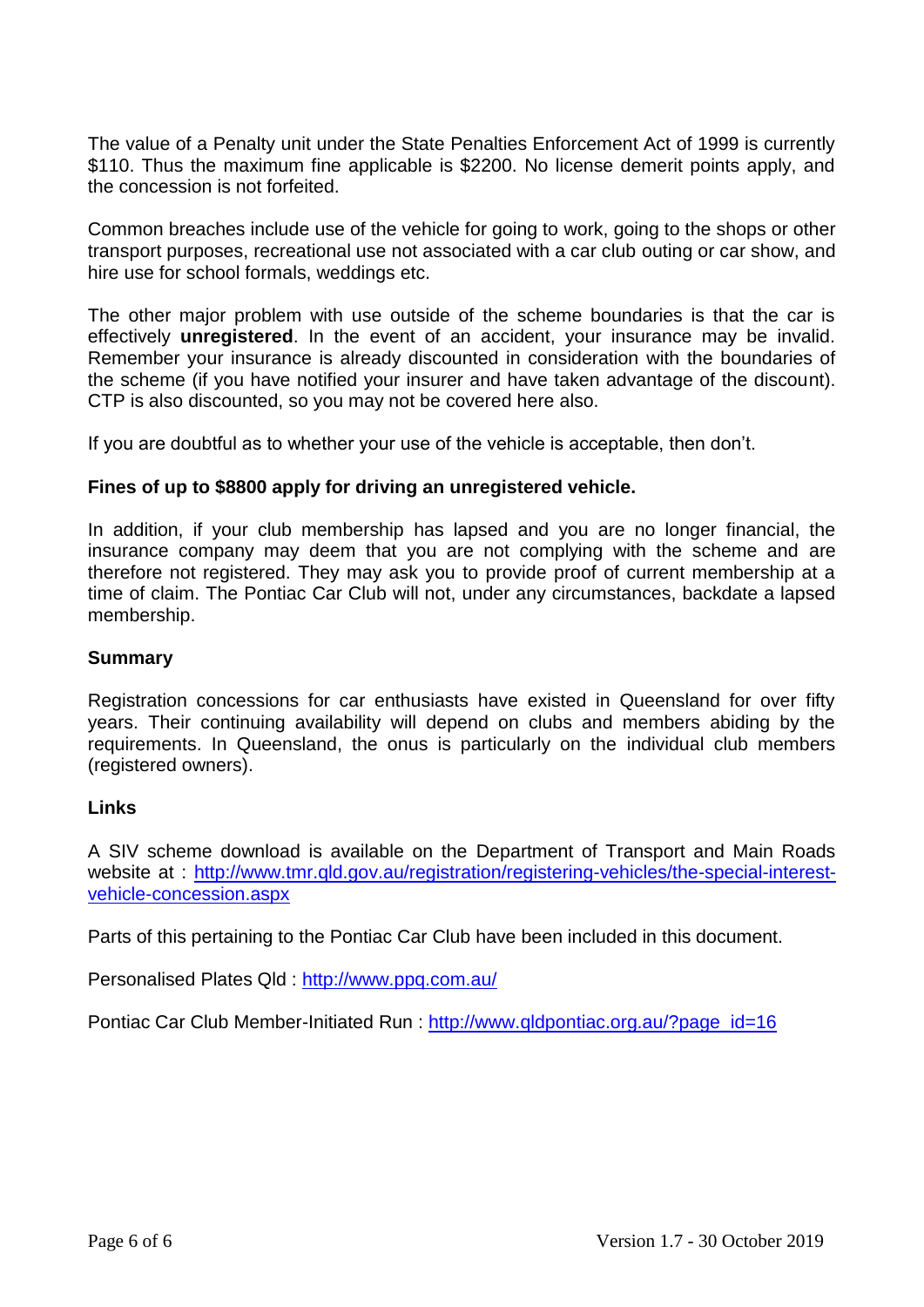The value of a Penalty unit under the State Penalties Enforcement Act of 1999 is currently $110. Thus the maximum fine applicable is $2200. No license demerit points apply, and the concession is not forfeited.

Common breaches include use of the vehicle for going to work, going to the shops or other transport purposes, recreational use not associated with a car club outing or car show, and hire use for school formals, weddings etc.

The other major problem with use outside of the scheme boundaries is that the car is effectively **unregistered**. In the event of an accident, your insurance may be invalid. Remember your insurance is already discounted in consideration with the boundaries of the scheme (if you have notified your insurer and have taken advantage of the discount). CTP is also discounted, so you may not be covered here also.

If you are doubtful as to whether your use of the vehicle is acceptable, then don't.

**Fines of up to $8800 apply for driving an unregistered vehicle.**

In addition, if your club membership has lapsed and you are no longer financial, the insurance company may deem that you are not complying with the scheme and are therefore not registered. They may ask you to provide proof of current membership at a time of claim. The Pontiac Car Club will not, under any circumstances, backdate a lapsed membership.

## Summary

Registration concessions for car enthusiasts have existed in Queensland for over fifty years. Their continuing availability will depend on clubs and members abiding by the requirements. In Queensland, the onus is particularly on the individual club members (registered owners).

## Links

A SIV scheme download is available on the Department of Transport and Main Roads website at : [http://www.tmr.qld.gov.au/registration/registering-vehicles/the-special-interest-vehicle-concession.aspx](http://www.tmr.qld.gov.au/registration/registering-vehicles/the-special-interest-vehicle-concession.aspx)

Parts of this pertaining to the Pontiac Car Club have been included in this document.

Personalised Plates Qld : [http://www.ppq.com.au/](http://www.ppq.com.au/)

Pontiac Car Club Member-Initiated Run : [http://www.qldpontiac.org.au/?page_id=16](http://www.qldpontiac.org.au/?page_id=16)